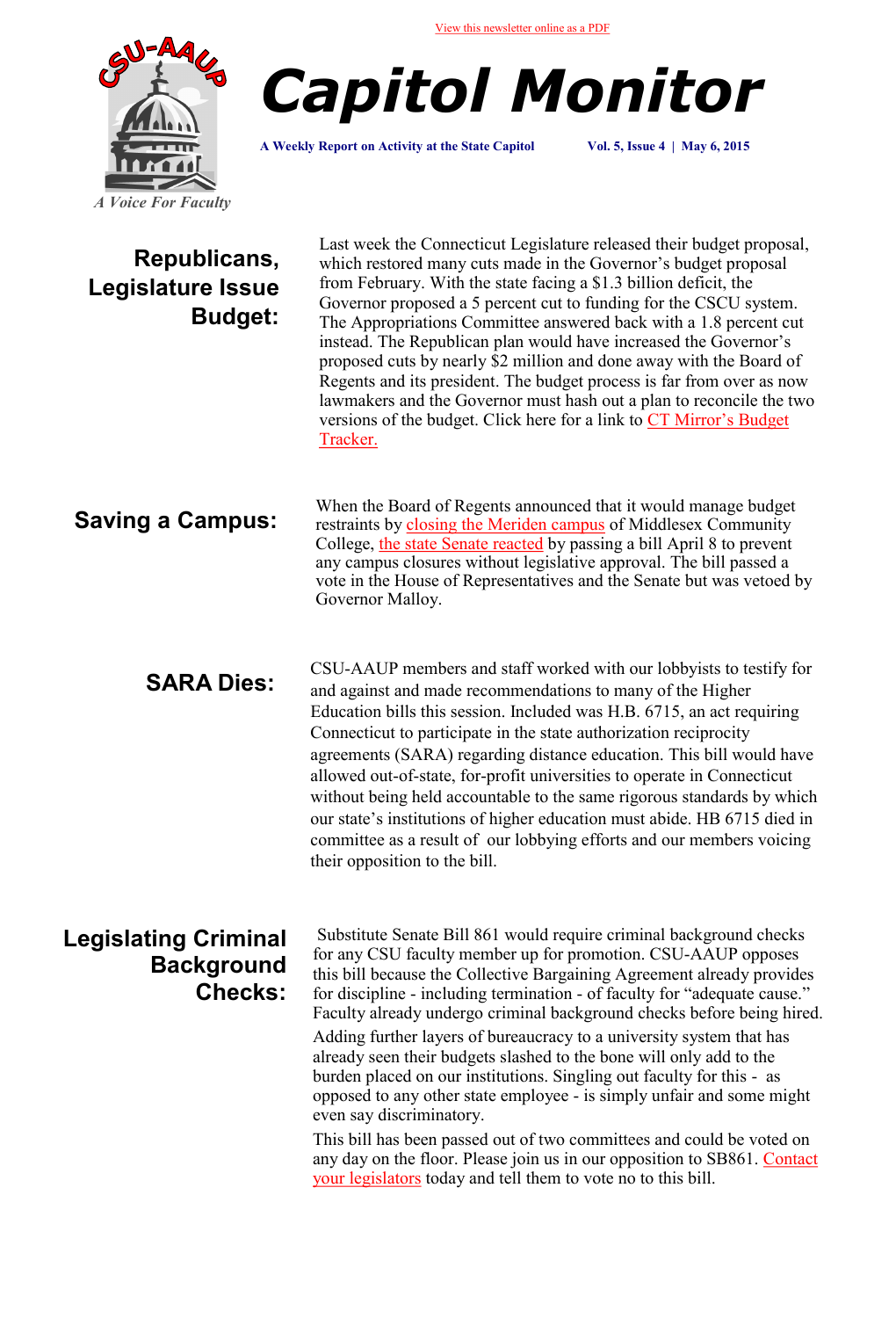View this newsletter online as a PDF

CSU-AAUP

*A Voice For Faculty*

# Capitol Monitor

**A Weekly Report on Activity at the State Capitol** **Vol. 5, Issue 4 | May 6, 2015**

## Republicans, Legislature Issue Budget:

Last week the Connecticut Legislature released their budget proposal, which restored many cuts made in the Governor's budget proposal from February. With the state facing a $1.3 billion deficit, the Governor proposed a 5 percent cut to funding for the CSCU system. The Appropriations Committee answered back with a 1.8 percent cut instead. The Republican plan would have increased the Governor's proposed cuts by nearly $2 million and done away with the Board of Regents and its president. The budget process is far from over as now lawmakers and the Governor must hash out a plan to reconcile the two versions of the budget. Click here for a link to CT Mirror's Budget Tracker.

## Saving a Campus:

When the Board of Regents announced that it would manage budget restraints by closing the Meriden campus of Middlesex Community College, the state Senate reacted by passing a bill April 8 to prevent any campus closures without legislative approval. The bill passed a vote in the House of Representatives and the Senate but was vetoed by Governor Malloy.

## SARA Dies:

CSU-AAUP members and staff worked with our lobbyists to testify for and against and made recommendations to many of the Higher Education bills this session. Included was H.B. 6715, an act requiring Connecticut to participate in the state authorization reciprocity agreements (SARA) regarding distance education. This bill would have allowed out-of-state, for-profit universities to operate in Connecticut without being held accountable to the same rigorous standards by which our state's institutions of higher education must abide. HB 6715 died in committee as a result of our lobbying efforts and our members voicing their opposition to the bill.

## Legislating Criminal Background Checks:

Substitute Senate Bill 861 would require criminal background checks for any CSU faculty member up for promotion. CSU-AAUP opposes this bill because the Collective Bargaining Agreement already provides for discipline - including termination - of faculty for "adequate cause." Faculty already undergo criminal background checks before being hired.

Adding further layers of bureaucracy to a university system that has already seen their budgets slashed to the bone will only add to the burden placed on our institutions. Singling out faculty for this - as opposed to any other state employee - is simply unfair and some might even say discriminatory.

This bill has been passed out of two committees and could be voted on any day on the floor. Please join us in our opposition to SB861. Contact your legislators today and tell them to vote no to this bill.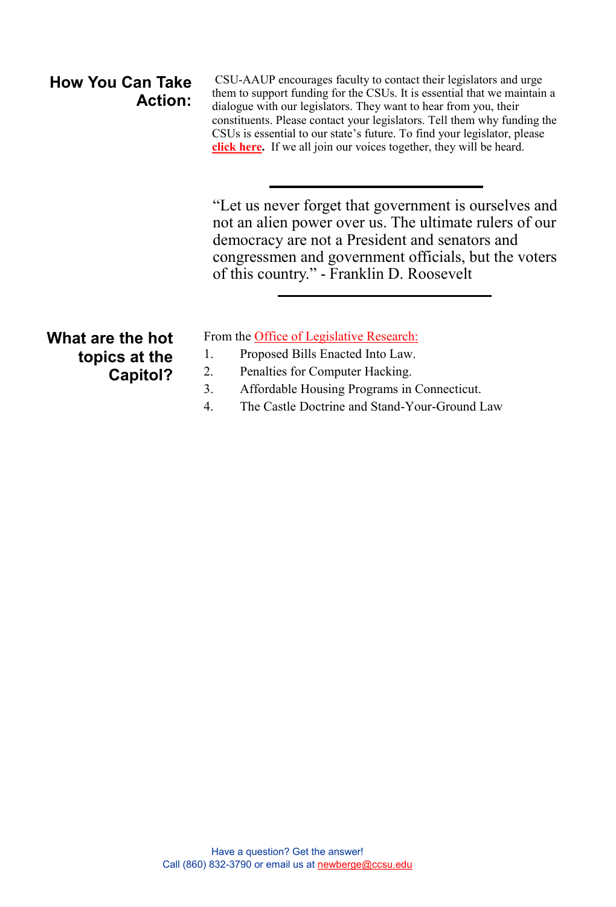## How You Can Take Action:

CSU-AAUP encourages faculty to contact their legislators and urge them to support funding for the CSUs. It is essential that we maintain a dialogue with our legislators. They want to hear from you, their constituents. Please contact your legislators. Tell them why funding the CSUs is essential to our state's future. To find your legislator, please **click here**. If we all join our voices together, they will be heard.

---

"Let us never forget that government is ourselves and not an alien power over us. The ultimate rulers of our democracy are not a President and senators and congressmen and government officials, but the voters of this country." - Franklin D. Roosevelt

---

## What are the hot topics at the Capitol?

From the Office of Legislative Research:

1. Proposed Bills Enacted Into Law.
2. Penalties for Computer Hacking.
3. Affordable Housing Programs in Connecticut.
4. The Castle Doctrine and Stand-Your-Ground Law

Have a question? Get the answer!
Call (860) 832-3790 or email us at newberge@ccsu.edu